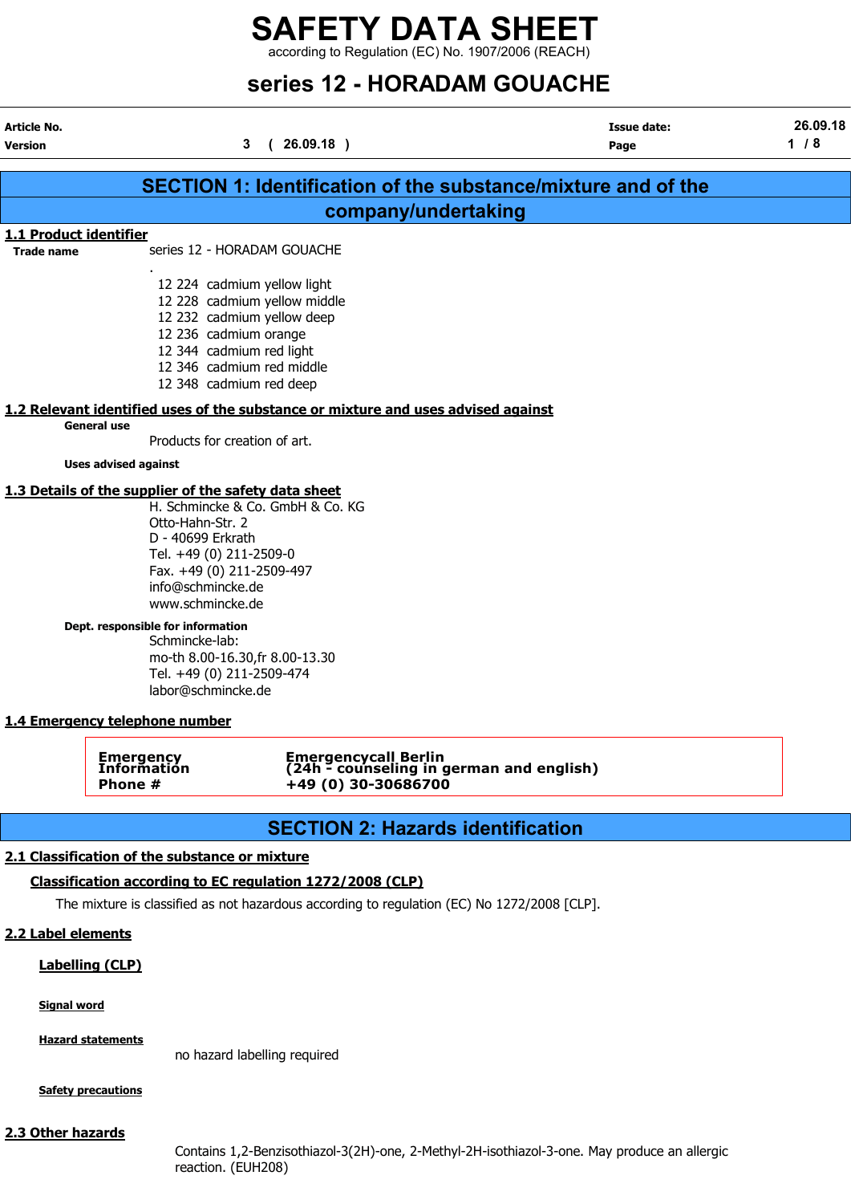# SAFETY DATA SHEET

according to Regulation (EC) No. 1907/2006 (REACH)

## series 12 - HORADAM GOUACHE

| Article No. | | Issue date: | 26.09.18 |
|---|---|---|---|
| Version | 3 ( 26.09.18 ) | | |

## SECTION 1: Identification of the substance/mixture and of the company/undertaking

### 1.1 Product identifier

**Trade name**

series 12 - HORADAM GOUACHE

.

12 224 cadmium yellow light
12 228 cadmium yellow middle
12 232 cadmium yellow deep
12 236 cadmium orange
12 344 cadmium red light
12 346 cadmium red middle
12 348 cadmium red deep

### 1.2 Relevant identified uses of the substance or mixture and uses advised against

**General use**

Products for creation of art.

**Uses advised against**

### 1.3 Details of the supplier of the safety data sheet

H. Schmincke & Co. GmbH & Co. KG
Otto-Hahn-Str. 2
D - 40699 Erkrath
Tel. +49 (0) 211-2509-0
Fax. +49 (0) 211-2509-497
info@schmincke.de
www.schmincke.de

**Dept. responsible for information**

Schmincke-lab:
mo-th 8.00-16.30,fr 8.00-13.30
Tel. +49 (0) 211-2509-474
labor@schmincke.de

### 1.4 Emergency telephone number

| | |
|---|---|
| **Emergency Information Phone #** | **Emergencycall Berlin (24h - counseling in german and english) +49 (0) 30-30686700** |

## SECTION 2: Hazards identification

### 2.1 Classification of the substance or mixture

**Classification according to EC regulation 1272/2008 (CLP)**

The mixture is classified as not hazardous according to regulation (EC) No 1272/2008 [CLP].

### 2.2 Label elements

**Labelling (CLP)**

**Signal word**

**Hazard statements**

no hazard labelling required

**Safety precautions**

### 2.3 Other hazards

Contains 1,2-Benzisothiazol-3(2H)-one, 2-Methyl-2H-isothiazol-3-one. May produce an allergic reaction. (EUH208)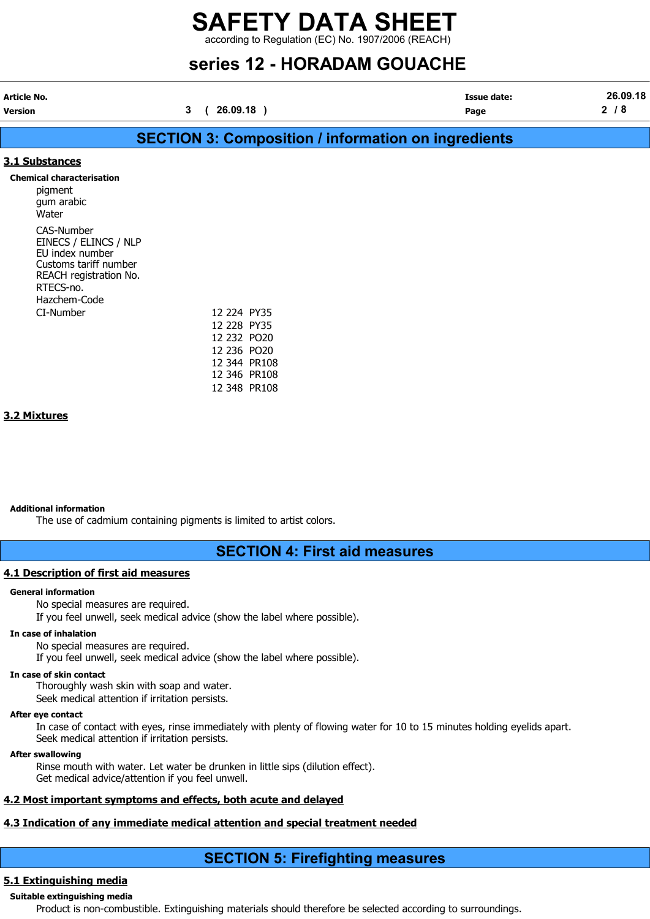## SECTION 3: Composition / information on ingredients

### 3.1 Substances

**Chemical characterisation**

pigment
gum arabic
Water

CAS-Number
EINECS / ELINCS / NLP
EU index number
Customs tariff number
REACH registration No.
RTECS-no.
Hazchem-Code

| CI-Number | |
|---|---|
| | 12 224 PY35 |
| | 12 228 PY35 |
| | 12 232 PO20 |
| | 12 236 PO20 |
| | 12 344 PR108 |
| | 12 346 PR108 |
| | 12 348 PR108 |

### 3.2 Mixtures

**Additional information**

The use of cadmium containing pigments is limited to artist colors.

## SECTION 4: First aid measures

### 4.1 Description of first aid measures

**General information**

No special measures are required.
If you feel unwell, seek medical advice (show the label where possible).

**In case of inhalation**

No special measures are required.
If you feel unwell, seek medical advice (show the label where possible).

**In case of skin contact**

Thoroughly wash skin with soap and water.
Seek medical attention if irritation persists.

**After eye contact**

In case of contact with eyes, rinse immediately with plenty of flowing water for 10 to 15 minutes holding eyelids apart.
Seek medical attention if irritation persists.

**After swallowing**

Rinse mouth with water. Let water be drunken in little sips (dilution effect).
Get medical advice/attention if you feel unwell.

### 4.2 Most important symptoms and effects, both acute and delayed

### 4.3 Indication of any immediate medical attention and special treatment needed

## SECTION 5: Firefighting measures

### 5.1 Extinguishing media

**Suitable extinguishing media**

Product is non-combustible. Extinguishing materials should therefore be selected according to surroundings.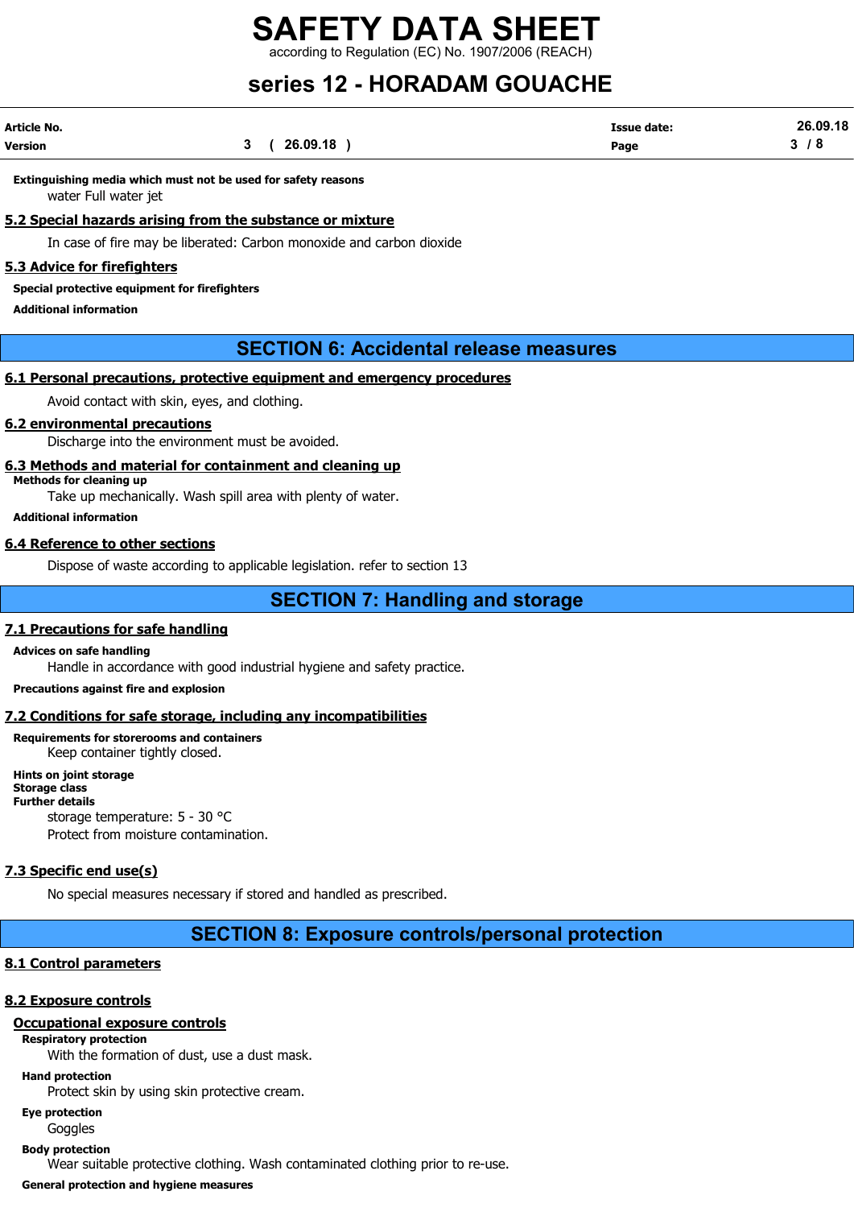**Extinguishing media which must not be used for safety reasons**

water Full water jet

## 5.2 Special hazards arising from the substance or mixture

In case of fire may be liberated: Carbon monoxide and carbon dioxide

## 5.3 Advice for firefighters

**Special protective equipment for firefighters**

**Additional information**

# SECTION 6: Accidental release measures

## 6.1 Personal precautions, protective equipment and emergency procedures

Avoid contact with skin, eyes, and clothing.

## 6.2 environmental precautions

Discharge into the environment must be avoided.

## 6.3 Methods and material for containment and cleaning up

**Methods for cleaning up**

Take up mechanically. Wash spill area with plenty of water.

**Additional information**

## 6.4 Reference to other sections

Dispose of waste according to applicable legislation. refer to section 13

# SECTION 7: Handling and storage

## 7.1 Precautions for safe handling

**Advices on safe handling**

Handle in accordance with good industrial hygiene and safety practice.

**Precautions against fire and explosion**

## 7.2 Conditions for safe storage, including any incompatibilities

**Requirements for storerooms and containers**

Keep container tightly closed.

**Hints on joint storage**

**Storage class**

**Further details**

storage temperature: 5 - 30 °C

Protect from moisture contamination.

## 7.3 Specific end use(s)

No special measures necessary if stored and handled as prescribed.

# SECTION 8: Exposure controls/personal protection

## 8.1 Control parameters

## 8.2 Exposure controls

### Occupational exposure controls

**Respiratory protection**

With the formation of dust, use a dust mask.

**Hand protection**

Protect skin by using skin protective cream.

**Eye protection**

Goggles

**Body protection**

Wear suitable protective clothing. Wash contaminated clothing prior to re-use.

**General protection and hygiene measures**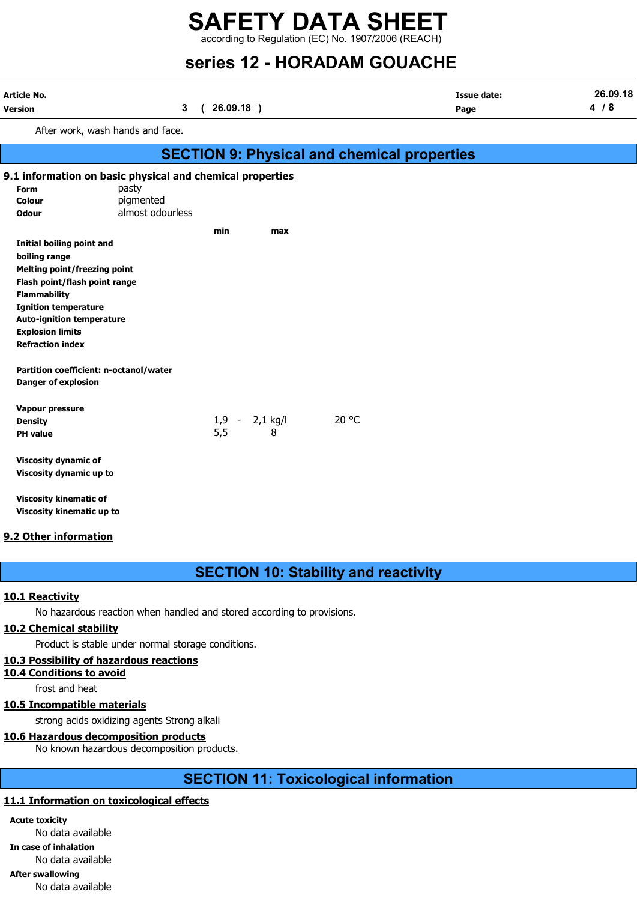After work, wash hands and face.

## SECTION 9: Physical and chemical properties

### 9.1 information on basic physical and chemical properties

| | | | |
|---|---|---|---|
| **Form** | pasty | | |
| **Colour** | pigmented | | |
| **Odour** | almost odourless | | |

| | min | max | |
|---|---|---|---|
| **Initial boiling point and boiling range** | | | |
| **Melting point/freezing point** | | | |
| **Flash point/flash point range** | | | |
| **Flammability** | | | |
| **Ignition temperature** | | | |
| **Auto-ignition temperature** | | | |
| **Explosion limits** | | | |
| **Refraction index** | | | |
| **Partition coefficient: n-octanol/water** | | | |
| **Danger of explosion** | | | |
| **Vapour pressure** | | | |
| **Density** | 1,9 - | 2,1 kg/l | 20 °C |
| **PH value** | 5,5 | 8 | |
| **Viscosity dynamic of** | | | |
| **Viscosity dynamic up to** | | | |
| **Viscosity kinematic of** | | | |
| **Viscosity kinematic up to** | | | |

### 9.2 Other information

## SECTION 10: Stability and reactivity

### 10.1 Reactivity

No hazardous reaction when handled and stored according to provisions.

### 10.2 Chemical stability

Product is stable under normal storage conditions.

### 10.3 Possibility of hazardous reactions

### 10.4 Conditions to avoid

frost and heat

### 10.5 Incompatible materials

strong acids oxidizing agents Strong alkali

### 10.6 Hazardous decomposition products

No known hazardous decomposition products.

## SECTION 11: Toxicological information

### 11.1 Information on toxicological effects

**Acute toxicity**

No data available

**In case of inhalation**

No data available

**After swallowing**

No data available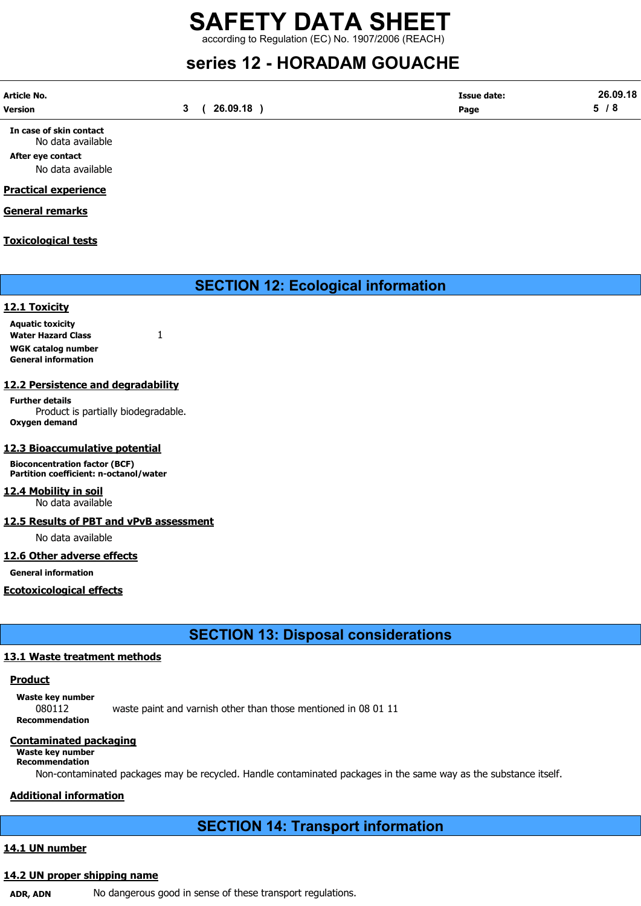**In case of skin contact**

No data available

**After eye contact**

No data available

**Practical experience**

**General remarks**

**Toxicological tests**

## SECTION 12: Ecological information

### 12.1 Toxicity

**Aquatic toxicity**

**Water Hazard Class** 1

**WGK catalog number**

**General information**

### 12.2 Persistence and degradability

**Further details**

Product is partially biodegradable.

**Oxygen demand**

### 12.3 Bioaccumulative potential

**Bioconcentration factor (BCF)**

**Partition coefficient: n-octanol/water**

### 12.4 Mobility in soil

No data available

### 12.5 Results of PBT and vPvB assessment

No data available

### 12.6 Other adverse effects

**General information**

**Ecotoxicological effects**

## SECTION 13: Disposal considerations

### 13.1 Waste treatment methods

**Product**

**Waste key number**

080112 waste paint and varnish other than those mentioned in 08 01 11

**Recommendation**

**Contaminated packaging**

**Waste key number**

**Recommendation**

Non-contaminated packages may be recycled. Handle contaminated packages in the same way as the substance itself.

**Additional information**

## SECTION 14: Transport information

### 14.1 UN number

### 14.2 UN proper shipping name

**ADR, ADN** No dangerous good in sense of these transport regulations.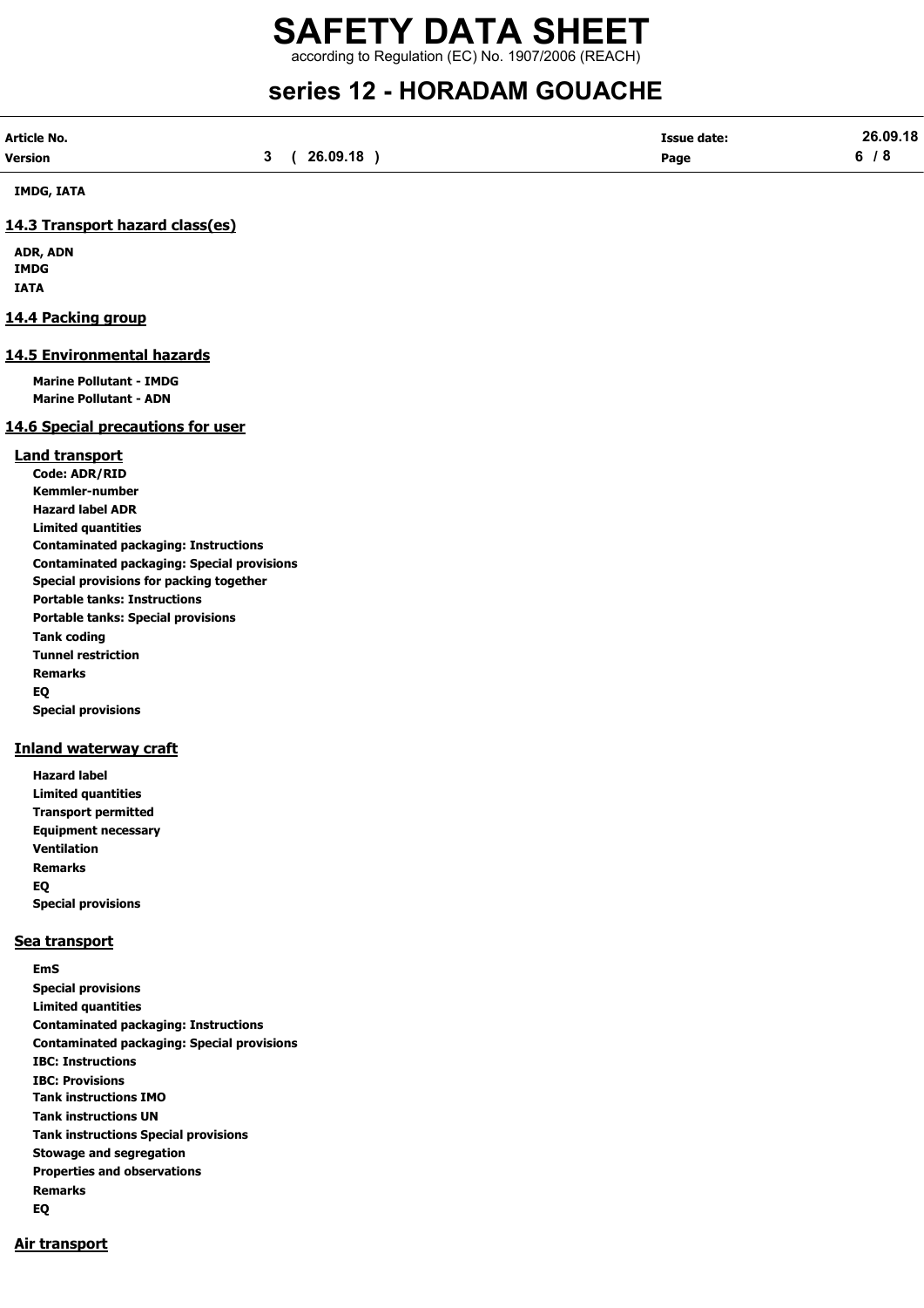**IMDG, IATA**

## 14.3 Transport hazard class(es)

**ADR, ADN**
**IMDG**
**IATA**

## 14.4 Packing group

## 14.5 Environmental hazards

**Marine Pollutant - IMDG**
**Marine Pollutant - ADN**

## 14.6 Special precautions for user

### Land transport

**Code: ADR/RID**
**Kemmler-number**
**Hazard label ADR**
**Limited quantities**
**Contaminated packaging: Instructions**
**Contaminated packaging: Special provisions**
**Special provisions for packing together**
**Portable tanks: Instructions**
**Portable tanks: Special provisions**
**Tank coding**
**Tunnel restriction**
**Remarks**
**EQ**
**Special provisions**

### Inland waterway craft

**Hazard label**
**Limited quantities**
**Transport permitted**
**Equipment necessary**
**Ventilation**
**Remarks**
**EQ**
**Special provisions**

### Sea transport

**EmS**
**Special provisions**
**Limited quantities**
**Contaminated packaging: Instructions**
**Contaminated packaging: Special provisions**
**IBC: Instructions**
**IBC: Provisions**
**Tank instructions IMO**
**Tank instructions UN**
**Tank instructions Special provisions**
**Stowage and segregation**
**Properties and observations**
**Remarks**
**EQ**

### Air transport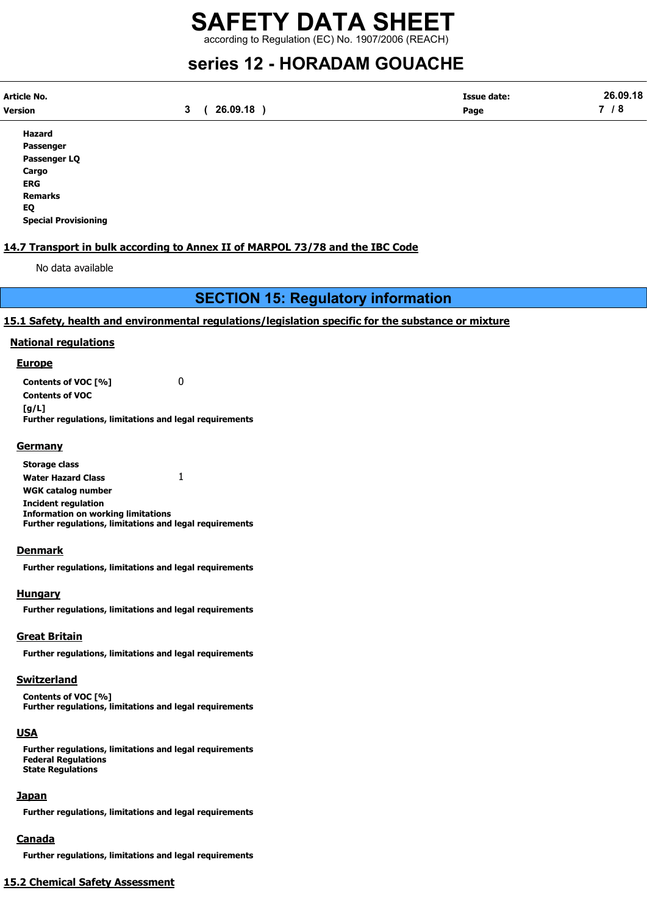**Hazard**
**Passenger**
**Passenger LQ**
**Cargo**
**ERG**
**Remarks**
**EQ**
**Special Provisioning**

### 14.7 Transport in bulk according to Annex II of MARPOL 73/78 and the IBC Code

No data available

## SECTION 15: Regulatory information

### 15.1 Safety, health and environmental regulations/legislation specific for the substance or mixture

#### National regulations

##### Europe

**Contents of VOC [%]** 0
**Contents of VOC [g/L]**
**Further regulations, limitations and legal requirements**

##### Germany

**Storage class**
**Water Hazard Class** 1
**WGK catalog number**
**Incident regulation**
**Information on working limitations**
**Further regulations, limitations and legal requirements**

##### Denmark

**Further regulations, limitations and legal requirements**

##### Hungary

**Further regulations, limitations and legal requirements**

##### Great Britain

**Further regulations, limitations and legal requirements**

##### Switzerland

**Contents of VOC [%]**
**Further regulations, limitations and legal requirements**

##### USA

**Further regulations, limitations and legal requirements**
**Federal Regulations**
**State Regulations**

##### Japan

**Further regulations, limitations and legal requirements**

##### Canada

**Further regulations, limitations and legal requirements**

### 15.2 Chemical Safety Assessment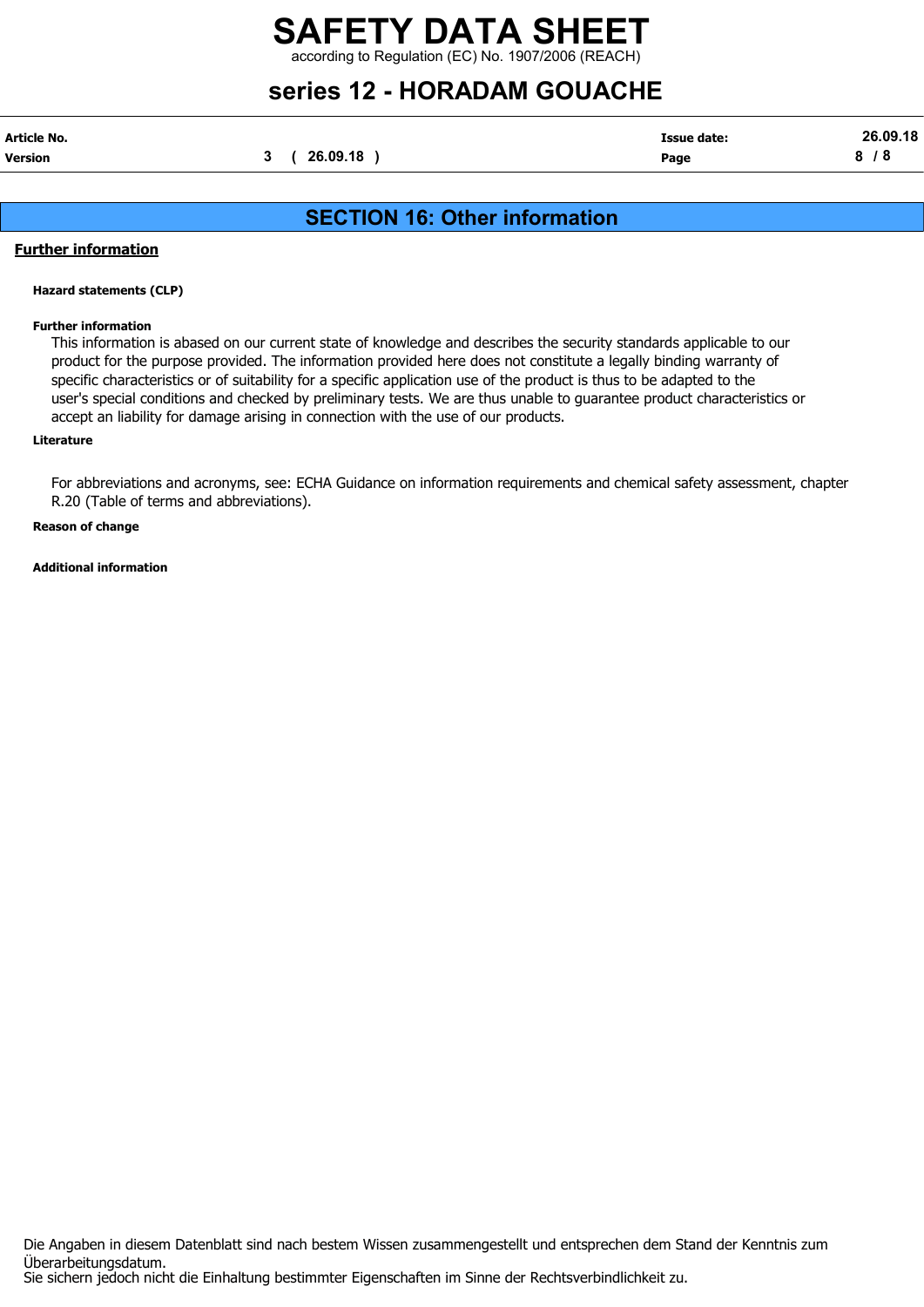# SAFETY DATA SHEET

according to Regulation (EC) No. 1907/2006 (REACH)

## series 12 - HORADAM GOUACHE

| | | | |
|---|---|---|---|
| **Article No.** | | **Issue date:** | **26.09.18** |
| **Version** | **3 ( 26.09.18 )** | | |

## SECTION 16: Other information

### Further information

**Hazard statements (CLP)**

**Further information**

This information is abased on our current state of knowledge and describes the security standards applicable to our product for the purpose provided. The information provided here does not constitute a legally binding warranty of specific characteristics or of suitability for a specific application use of the product is thus to be adapted to the user's special conditions and checked by preliminary tests. We are thus unable to guarantee product characteristics or accept an liability for damage arising in connection with the use of our products.

**Literature**

For abbreviations and acronyms, see: ECHA Guidance on information requirements and chemical safety assessment, chapter R.20 (Table of terms and abbreviations).

**Reason of change**

**Additional information**

Die Angaben in diesem Datenblatt sind nach bestem Wissen zusammengestellt und entsprechen dem Stand der Kenntnis zum Überarbeitungsdatum.
Sie sichern jedoch nicht die Einhaltung bestimmter Eigenschaften im Sinne der Rechtsverbindlichkeit zu.